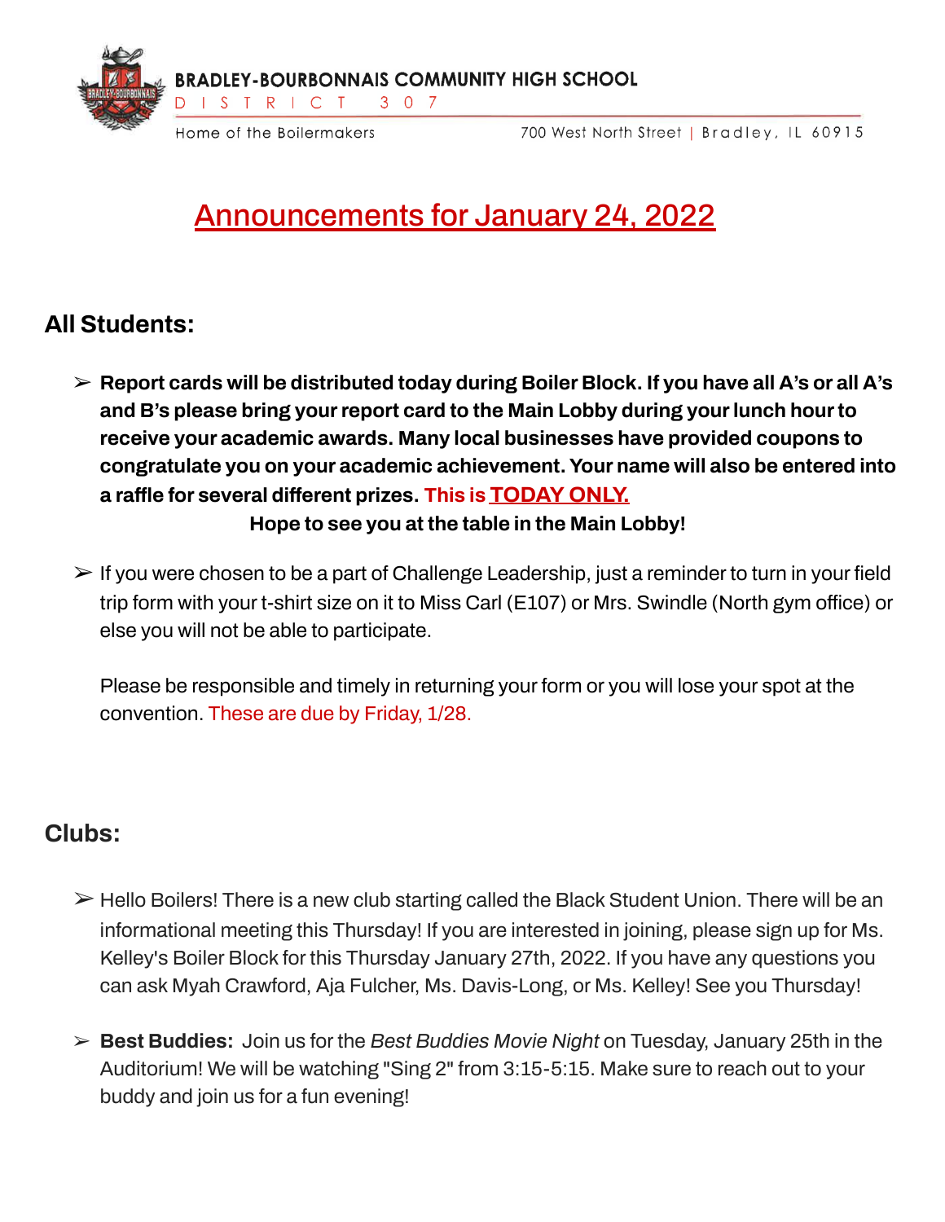BRADLEY-BOURBONNAIS COMMUNITY HIGH SCHOOL
DISTRICT 307
Home of the Boilermakers
700 West North Street | Bradley, IL 60915

# Announcements for January 24, 2022

## All Students:

- **Report cards will be distributed today during Boiler Block. If you have all A's or all A's and B's please bring your report card to the Main Lobby during your lunch hour to receive your academic awards. Many local businesses have provided coupons to congratulate you on your academic achievement. Your name will also be entered into a raffle for several different prizes. This is TODAY ONLY.**

  **Hope to see you at the table in the Main Lobby!**

- If you were chosen to be a part of Challenge Leadership, just a reminder to turn in your field trip form with your t-shirt size on it to Miss Carl (E107) or Mrs. Swindle (North gym office) or else you will not be able to participate.

  Please be responsible and timely in returning your form or you will lose your spot at the convention. These are due by Friday, 1/28.

## Clubs:

- Hello Boilers! There is a new club starting called the Black Student Union. There will be an informational meeting this Thursday! If you are interested in joining, please sign up for Ms. Kelley's Boiler Block for this Thursday January 27th, 2022. If you have any questions you can ask Myah Crawford, Aja Fulcher, Ms. Davis-Long, or Ms. Kelley! See you Thursday!

- **Best Buddies:** Join us for the *Best Buddies Movie Night* on Tuesday, January 25th in the Auditorium! We will be watching "Sing 2" from 3:15-5:15. Make sure to reach out to your buddy and join us for a fun evening!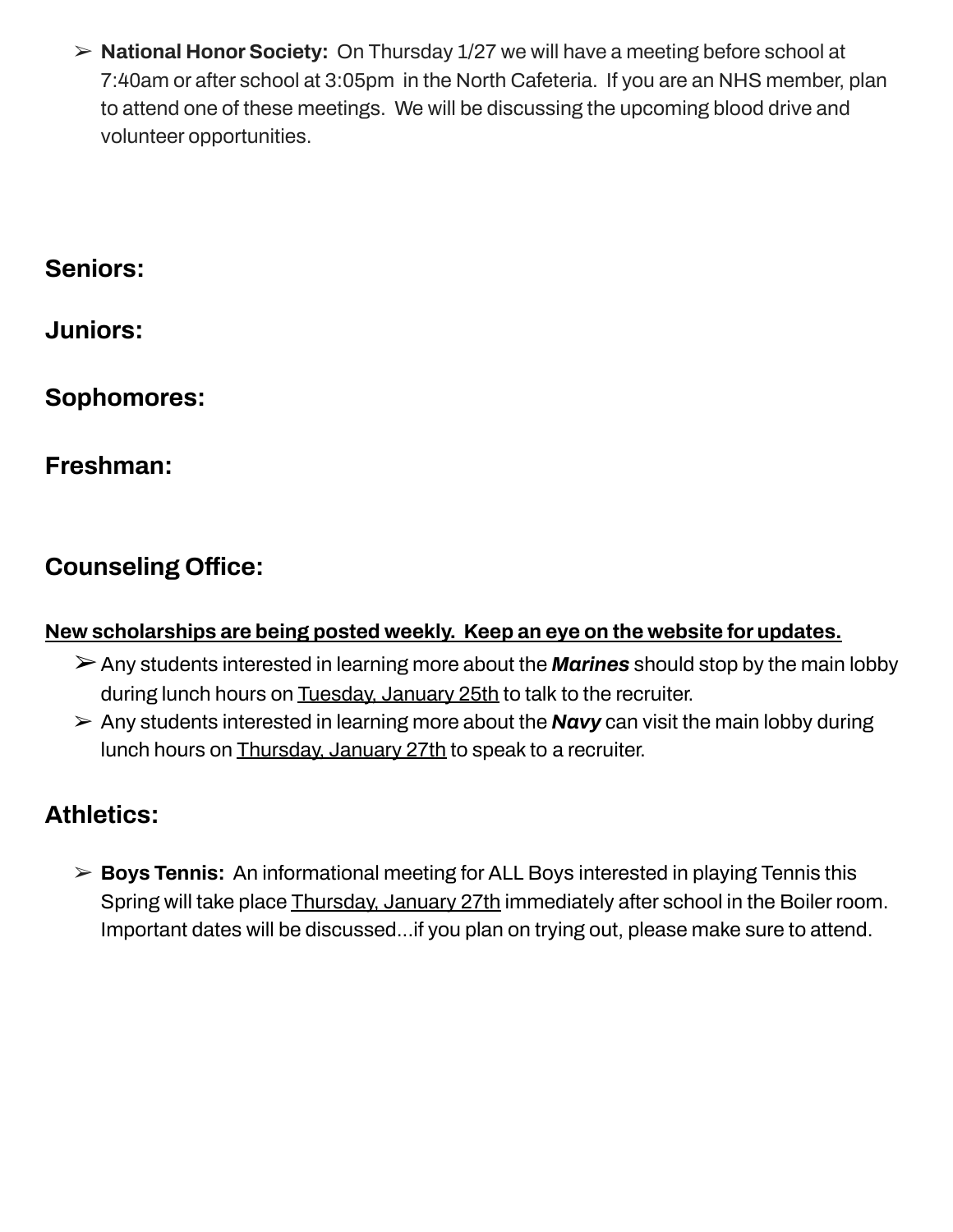- **National Honor Society:** On Thursday 1/27 we will have a meeting before school at 7:40am or after school at 3:05pm in the North Cafeteria. If you are an NHS member, plan to attend one of these meetings. We will be discussing the upcoming blood drive and volunteer opportunities.

## Seniors:

## Juniors:

## Sophomores:

## Freshman:

## Counseling Office:

**New scholarships are being posted weekly. Keep an eye on the website for updates.**

- Any students interested in learning more about the ***Marines*** should stop by the main lobby during lunch hours on Tuesday, January 25th to talk to the recruiter.
- Any students interested in learning more about the ***Navy*** can visit the main lobby during lunch hours on Thursday, January 27th to speak to a recruiter.

## Athletics:

- **Boys Tennis:** An informational meeting for ALL Boys interested in playing Tennis this Spring will take place Thursday, January 27th immediately after school in the Boiler room. Important dates will be discussed...if you plan on trying out, please make sure to attend.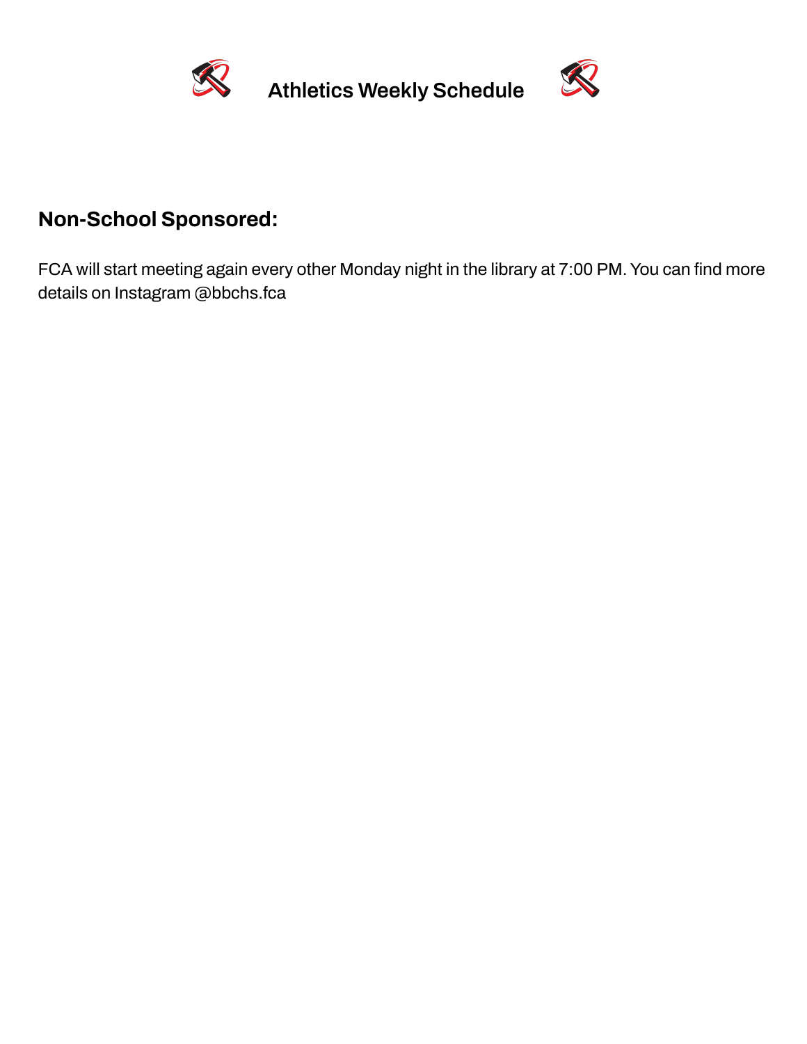# Athletics Weekly Schedule

## Non-School Sponsored:

FCA will start meeting again every other Monday night in the library at 7:00 PM. You can find more details on Instagram @bbchs.fca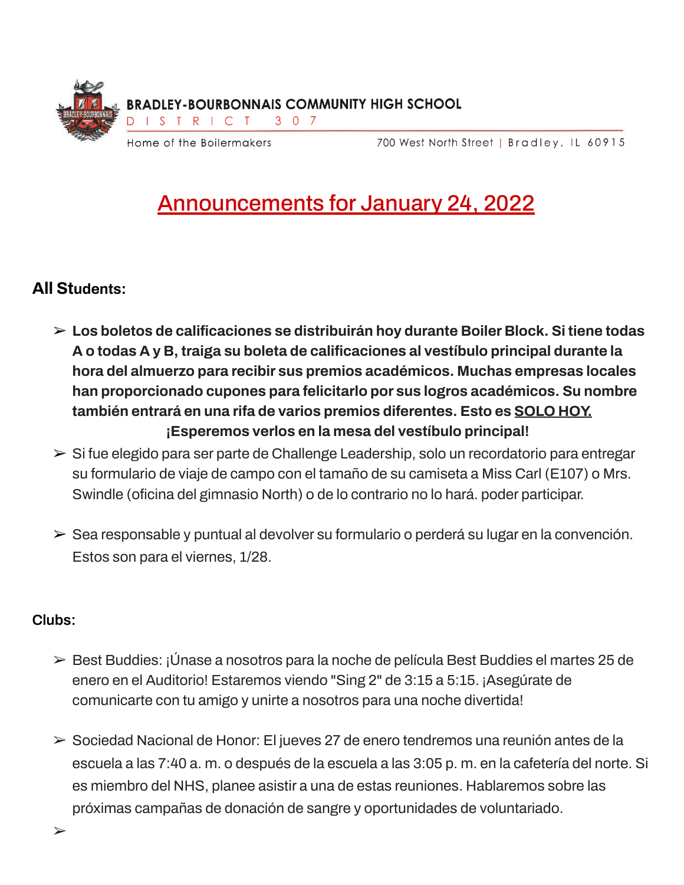**BRADLEY-BOURBONNAIS COMMUNITY HIGH SCHOOL**
DISTRICT 307
Home of the Boilermakers
700 West North Street | Bradley, IL 60915

# Announcements for January 24, 2022

**All Students:**

- **Los boletos de calificaciones se distribuirán hoy durante Boiler Block. Si tiene todas A o todas A y B, traiga su boleta de calificaciones al vestíbulo principal durante la hora del almuerzo para recibir sus premios académicos. Muchas empresas locales han proporcionado cupones para felicitarlo por sus logros académicos. Su nombre también entrará en una rifa de varios premios diferentes. Esto es SOLO HOY. ¡Esperemos verlos en la mesa del vestíbulo principal!**
- Si fue elegido para ser parte de Challenge Leadership, solo un recordatorio para entregar su formulario de viaje de campo con el tamaño de su camiseta a Miss Carl (E107) o Mrs. Swindle (oficina del gimnasio North) o de lo contrario no lo hará. poder participar.
- Sea responsable y puntual al devolver su formulario o perderá su lugar en la convención. Estos son para el viernes, 1/28.

**Clubs:**

- Best Buddies: ¡Únase a nosotros para la noche de película Best Buddies el martes 25 de enero en el Auditorio! Estaremos viendo "Sing 2" de 3:15 a 5:15. ¡Asegúrate de comunicarte con tu amigo y unirte a nosotros para una noche divertida!
- Sociedad Nacional de Honor: El jueves 27 de enero tendremos una reunión antes de la escuela a las 7:40 a. m. o después de la escuela a las 3:05 p. m. en la cafetería del norte. Si es miembro del NHS, planee asistir a una de estas reuniones. Hablaremos sobre las próximas campañas de donación de sangre y oportunidades de voluntariado.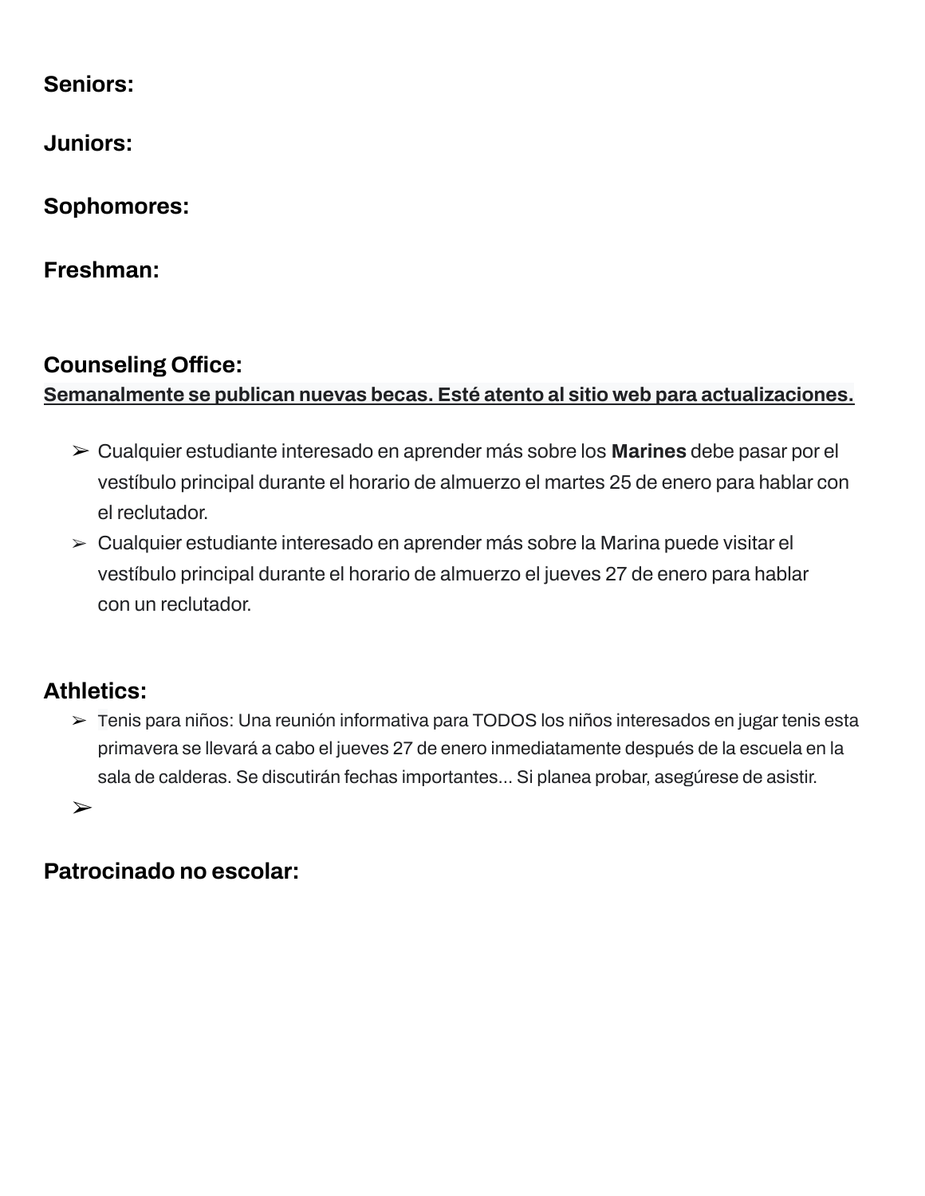## Seniors:

## Juniors:

## Sophomores:

## Freshman:

## Counseling Office:

**Semanalmente se publican nuevas becas. Esté atento al sitio web para actualizaciones.**

- Cualquier estudiante interesado en aprender más sobre los **Marines** debe pasar por el vestíbulo principal durante el horario de almuerzo el martes 25 de enero para hablar con el reclutador.
- Cualquier estudiante interesado en aprender más sobre la Marina puede visitar el vestíbulo principal durante el horario de almuerzo el jueves 27 de enero para hablar con un reclutador.

## Athletics:

- Tenis para niños: Una reunión informativa para TODOS los niños interesados en jugar tenis esta primavera se llevará a cabo el jueves 27 de enero inmediatamente después de la escuela en la sala de calderas. Se discutirán fechas importantes... Si planea probar, asegúrese de asistir.
- 

## Patrocinado no escolar: